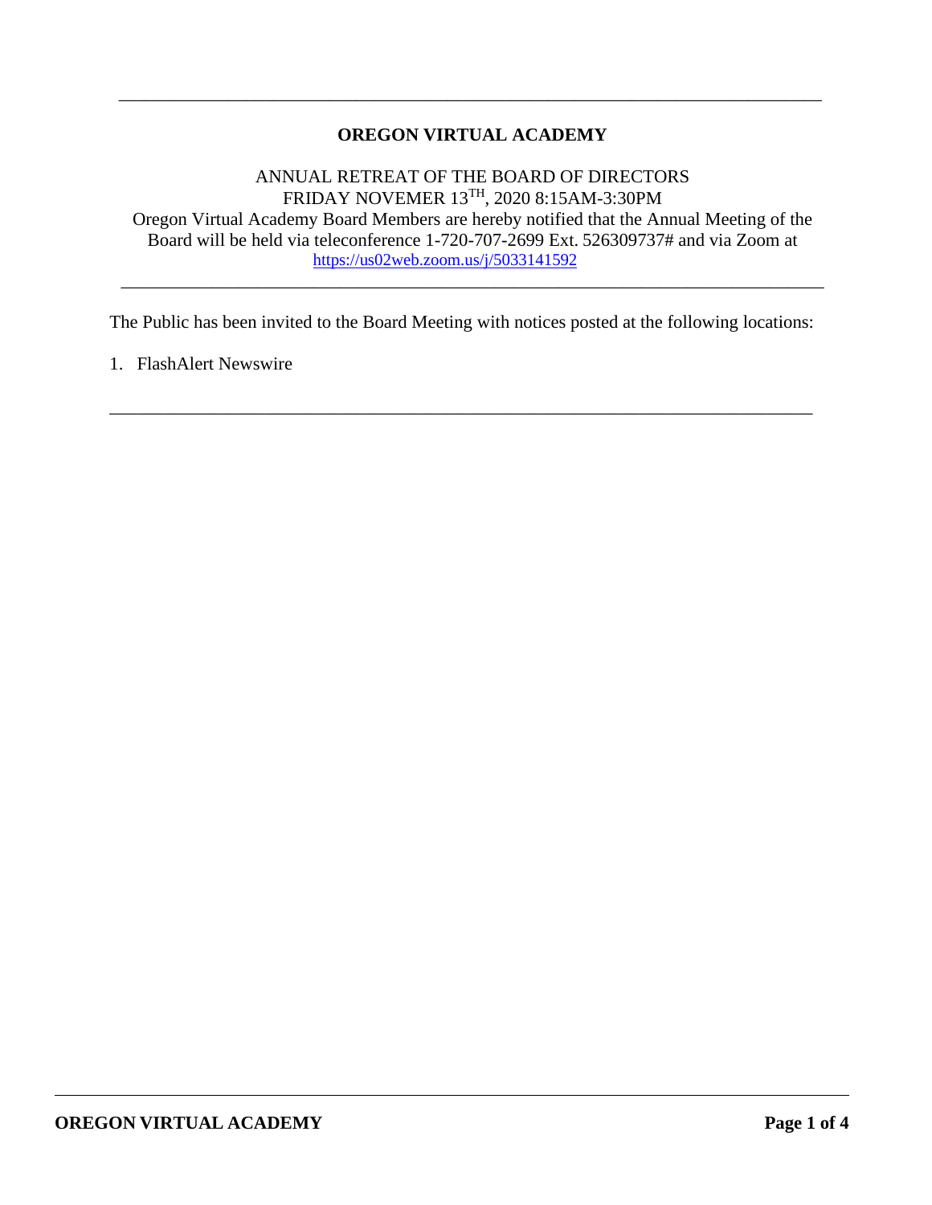# OREGON VIRTUAL ACADEMY

ANNUAL RETREAT OF THE BOARD OF DIRECTORS
FRIDAY NOVEMER 13TH, 2020 8:15AM-3:30PM
Oregon Virtual Academy Board Members are hereby notified that the Annual Meeting of the Board will be held via teleconference 1-720-707-2699 Ext. 526309737# and via Zoom at https://us02web.zoom.us/j/5033141592

---

The Public has been invited to the Board Meeting with notices posted at the following locations:

1. FlashAlert Newswire

---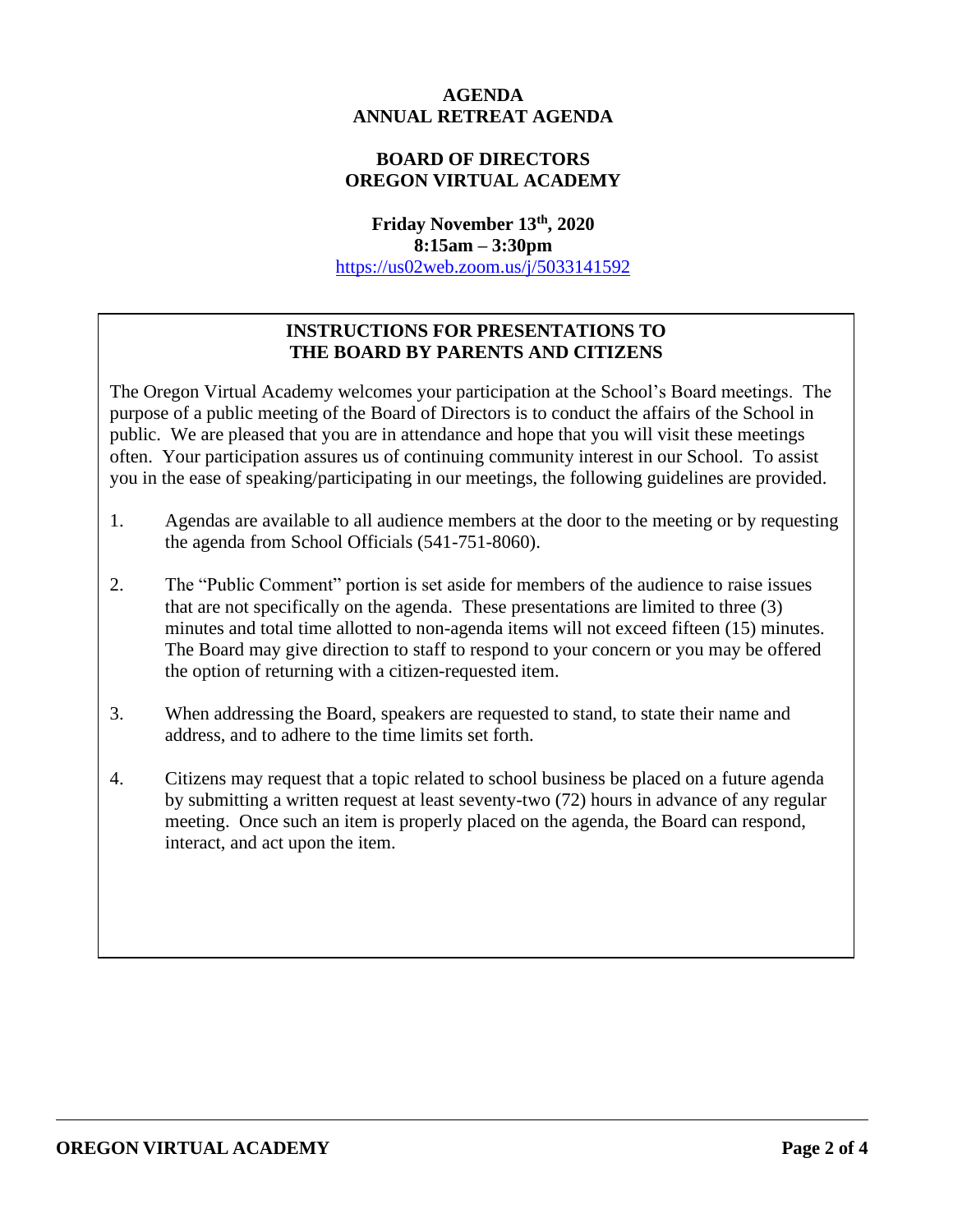**AGENDA**
**ANNUAL RETREAT AGENDA**

**BOARD OF DIRECTORS**
**OREGON VIRTUAL ACADEMY**

**Friday November 13th, 2020**
**8:15am – 3:30pm**
https://us02web.zoom.us/j/5033141592

## INSTRUCTIONS FOR PRESENTATIONS TO THE BOARD BY PARENTS AND CITIZENS

The Oregon Virtual Academy welcomes your participation at the School's Board meetings. The purpose of a public meeting of the Board of Directors is to conduct the affairs of the School in public. We are pleased that you are in attendance and hope that you will visit these meetings often. Your participation assures us of continuing community interest in our School. To assist you in the ease of speaking/participating in our meetings, the following guidelines are provided.

1. Agendas are available to all audience members at the door to the meeting or by requesting the agenda from School Officials (541-751-8060).

2. The "Public Comment" portion is set aside for members of the audience to raise issues that are not specifically on the agenda. These presentations are limited to three (3) minutes and total time allotted to non-agenda items will not exceed fifteen (15) minutes. The Board may give direction to staff to respond to your concern or you may be offered the option of returning with a citizen-requested item.

3. When addressing the Board, speakers are requested to stand, to state their name and address, and to adhere to the time limits set forth.

4. Citizens may request that a topic related to school business be placed on a future agenda by submitting a written request at least seventy-two (72) hours in advance of any regular meeting. Once such an item is properly placed on the agenda, the Board can respond, interact, and act upon the item.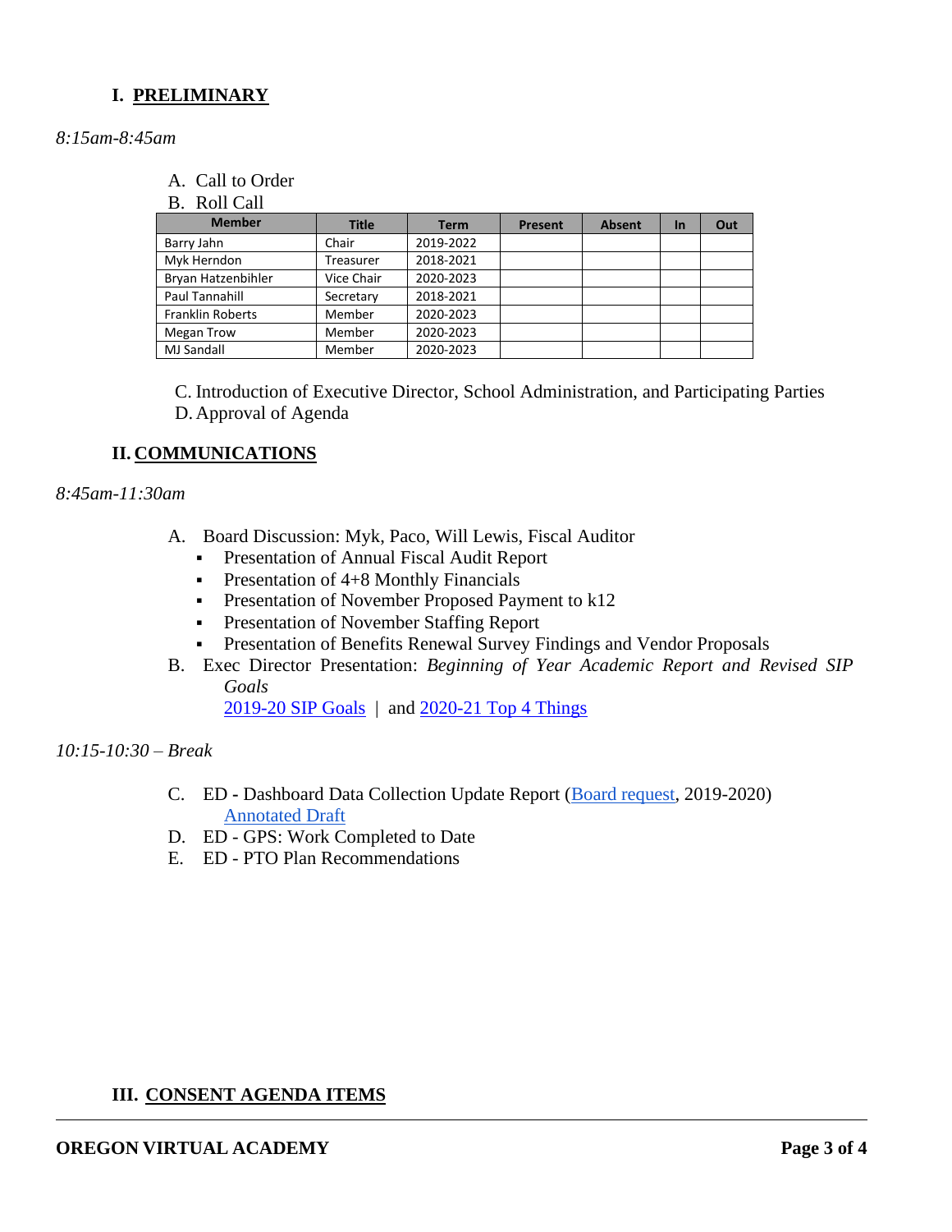## I. PRELIMINARY

*8:15am-8:45am*

A. Call to Order

B. Roll Call

| Member | Title | Term | Present | Absent | In | Out |
|---|---|---|---|---|---|---|
| Barry Jahn | Chair | 2019-2022 | | | | |
| Myk Herndon | Treasurer | 2018-2021 | | | | |
| Bryan Hatzenbihler | Vice Chair | 2020-2023 | | | | |
| Paul Tannahill | Secretary | 2018-2021 | | | | |
| Franklin Roberts | Member | 2020-2023 | | | | |
| Megan Trow | Member | 2020-2023 | | | | |
| MJ Sandall | Member | 2020-2023 | | | | |

C. Introduction of Executive Director, School Administration, and Participating Parties

D. Approval of Agenda

## II. COMMUNICATIONS

*8:45am-11:30am*

A. Board Discussion: Myk, Paco, Will Lewis, Fiscal Auditor
- Presentation of Annual Fiscal Audit Report
- Presentation of 4+8 Monthly Financials
- Presentation of November Proposed Payment to k12
- Presentation of November Staffing Report
- Presentation of Benefits Renewal Survey Findings and Vendor Proposals

B. Exec Director Presentation: *Beginning of Year Academic Report and Revised SIP Goals*
2019-20 SIP Goals | and 2020-21 Top 4 Things

*10:15-10:30 – Break*

C. ED - Dashboard Data Collection Update Report (Board request, 2019-2020)
Annotated Draft

D. ED - GPS: Work Completed to Date

E. ED - PTO Plan Recommendations

## III. CONSENT AGENDA ITEMS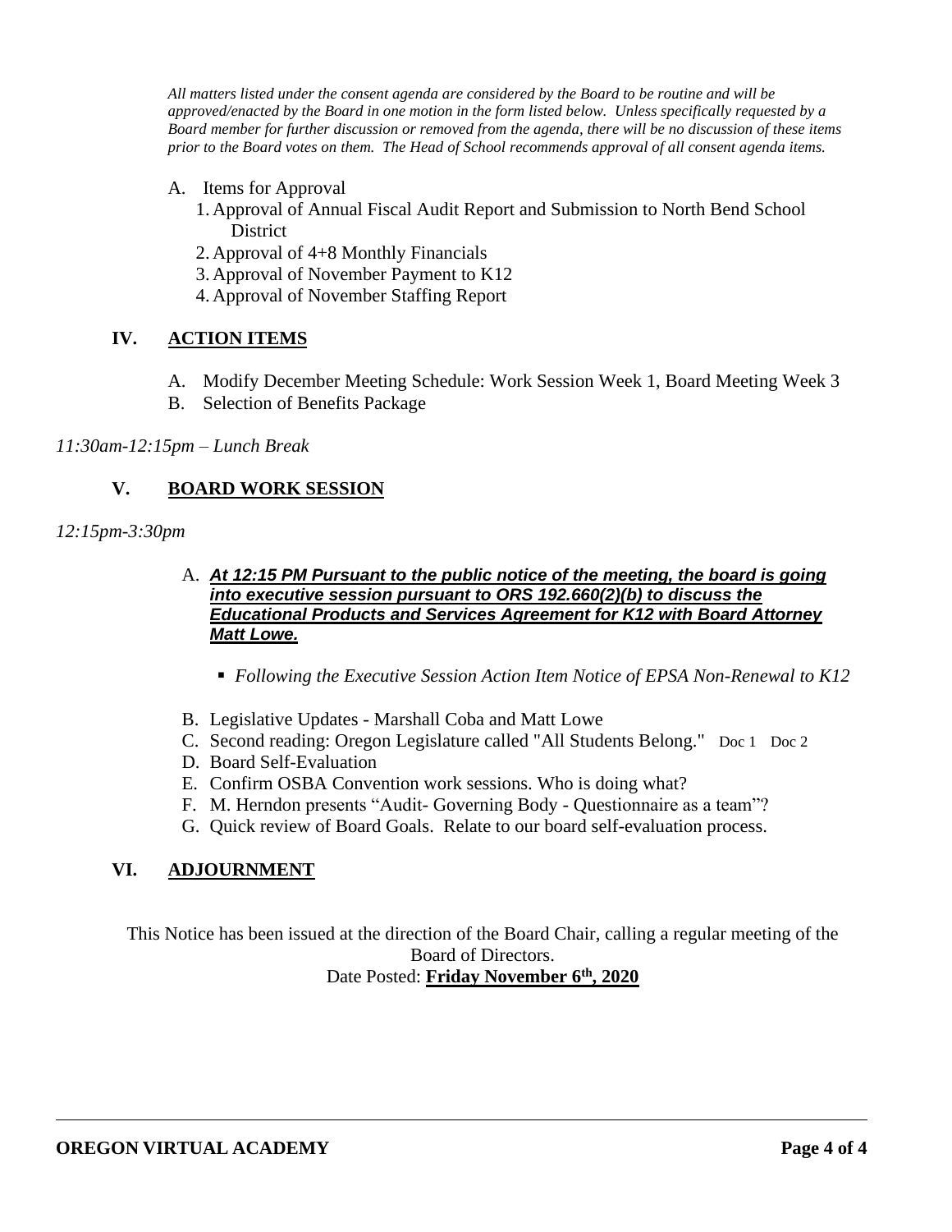*All matters listed under the consent agenda are considered by the Board to be routine and will be approved/enacted by the Board in one motion in the form listed below. Unless specifically requested by a Board member for further discussion or removed from the agenda, there will be no discussion of these items prior to the Board votes on them. The Head of School recommends approval of all consent agenda items.*

A. Items for Approval
   1. Approval of Annual Fiscal Audit Report and Submission to North Bend School District
   2. Approval of 4+8 Monthly Financials
   3. Approval of November Payment to K12
   4. Approval of November Staffing Report

## IV. ACTION ITEMS

A. Modify December Meeting Schedule: Work Session Week 1, Board Meeting Week 3
B. Selection of Benefits Package

*11:30am-12:15pm – Lunch Break*

## V. BOARD WORK SESSION

*12:15pm-3:30pm*

A. ***At 12:15 PM Pursuant to the public notice of the meeting, the board is going into executive session pursuant to ORS 192.660(2)(b) to discuss the Educational Products and Services Agreement for K12 with Board Attorney Matt Lowe.***
   - *Following the Executive Session Action Item Notice of EPSA Non-Renewal to K12*

B. Legislative Updates - Marshall Coba and Matt Lowe
C. Second reading: Oregon Legislature called "All Students Belong." Doc 1 Doc 2
D. Board Self-Evaluation
E. Confirm OSBA Convention work sessions. Who is doing what?
F. M. Herndon presents "Audit- Governing Body - Questionnaire as a team"?
G. Quick review of Board Goals. Relate to our board self-evaluation process.

## VI. ADJOURNMENT

This Notice has been issued at the direction of the Board Chair, calling a regular meeting of the Board of Directors.

Date Posted: **Friday November 6th, 2020**